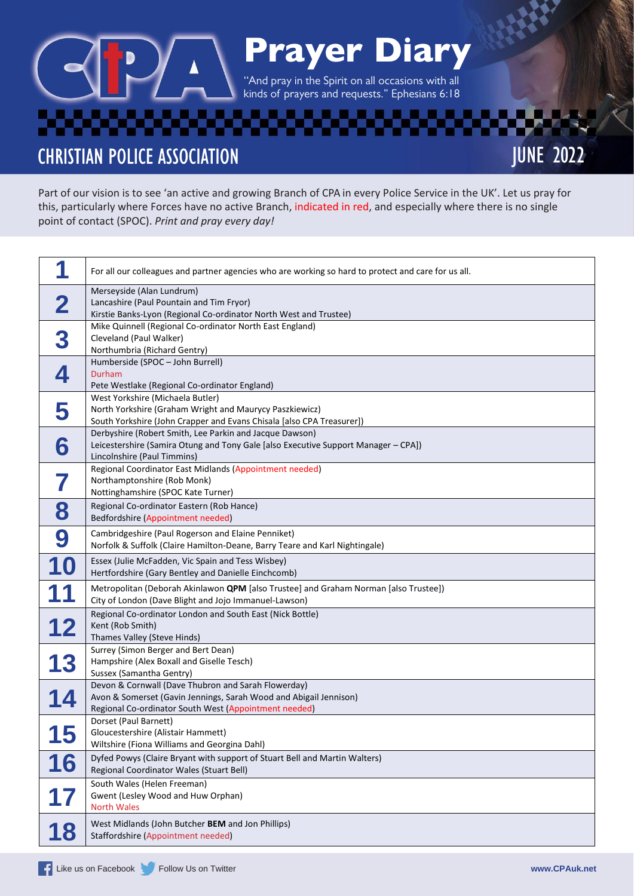# Prayer Diary

"And pray in the Spirit on all occasions with all kinds of prayers and requests." Ephesians 6:18

## CHRISTIAN POLICE ASSOCIATION

## JUNE 2022

Part of our vision is to see 'an active and growing Branch of CPA in every Police Service in the UK'. Let us pray for this, particularly where Forces have no active Branch, indicated in red, and especially where there is no single point of contact (SPOC). *Print and pray every day!*

| Day | Prayer focus |
|---|---|
| **1** | For all our colleagues and partner agencies who are working so hard to protect and care for us all. |
| **2** | Merseyside (Alan Lundrum)<br>Lancashire (Paul Pountain and Tim Fryor)<br>Kirstie Banks-Lyon (Regional Co-ordinator North West and Trustee) |
| **3** | Mike Quinnell (Regional Co-ordinator North East England)<br>Cleveland (Paul Walker)<br>Northumbria (Richard Gentry) |
| **4** | Humberside (SPOC – John Burrell)<br>Durham<br>Pete Westlake (Regional Co-ordinator England) |
| **5** | West Yorkshire (Michaela Butler)<br>North Yorkshire (Graham Wright and Maurycy Paszkiewicz)<br>South Yorkshire (John Crapper and Evans Chisala [also CPA Treasurer]) |
| **6** | Derbyshire (Robert Smith, Lee Parkin and Jacque Dawson)<br>Leicestershire (Samira Otung and Tony Gale [also Executive Support Manager – CPA])<br>Lincolnshire (Paul Timmins) |
| **7** | Regional Coordinator East Midlands (Appointment needed)<br>Northamptonshire (Rob Monk)<br>Nottinghamshire (SPOC Kate Turner) |
| **8** | Regional Co-ordinator Eastern (Rob Hance)<br>Bedfordshire (Appointment needed) |
| **9** | Cambridgeshire (Paul Rogerson and Elaine Penniket)<br>Norfolk & Suffolk (Claire Hamilton-Deane, Barry Teare and Karl Nightingale) |
| **10** | Essex (Julie McFadden, Vic Spain and Tess Wisbey)<br>Hertfordshire (Gary Bentley and Danielle Einchcomb) |
| **11** | Metropolitan (Deborah Akinlawon **QPM** [also Trustee] and Graham Norman [also Trustee])<br>City of London (Dave Blight and Jojo Immanuel-Lawson) |
| **12** | Regional Co-ordinator London and South East (Nick Bottle)<br>Kent (Rob Smith)<br>Thames Valley (Steve Hinds) |
| **13** | Surrey (Simon Berger and Bert Dean)<br>Hampshire (Alex Boxall and Giselle Tesch)<br>Sussex (Samantha Gentry) |
| **14** | Devon & Cornwall (Dave Thubron and Sarah Flowerday)<br>Avon & Somerset (Gavin Jennings, Sarah Wood and Abigail Jennison)<br>Regional Co-ordinator South West (Appointment needed) |
| **15** | Dorset (Paul Barnett)<br>Gloucestershire (Alistair Hammett)<br>Wiltshire (Fiona Williams and Georgina Dahl) |
| **16** | Dyfed Powys (Claire Bryant with support of Stuart Bell and Martin Walters)<br>Regional Coordinator Wales (Stuart Bell) |
| **17** | South Wales (Helen Freeman)<br>Gwent (Lesley Wood and Huw Orphan)<br>North Wales |
| **18** | West Midlands (John Butcher **BEM** and Jon Phillips)<br>Staffordshire (Appointment needed) |

Like us on Facebook | Follow Us on Twitter | www.CPAuk.net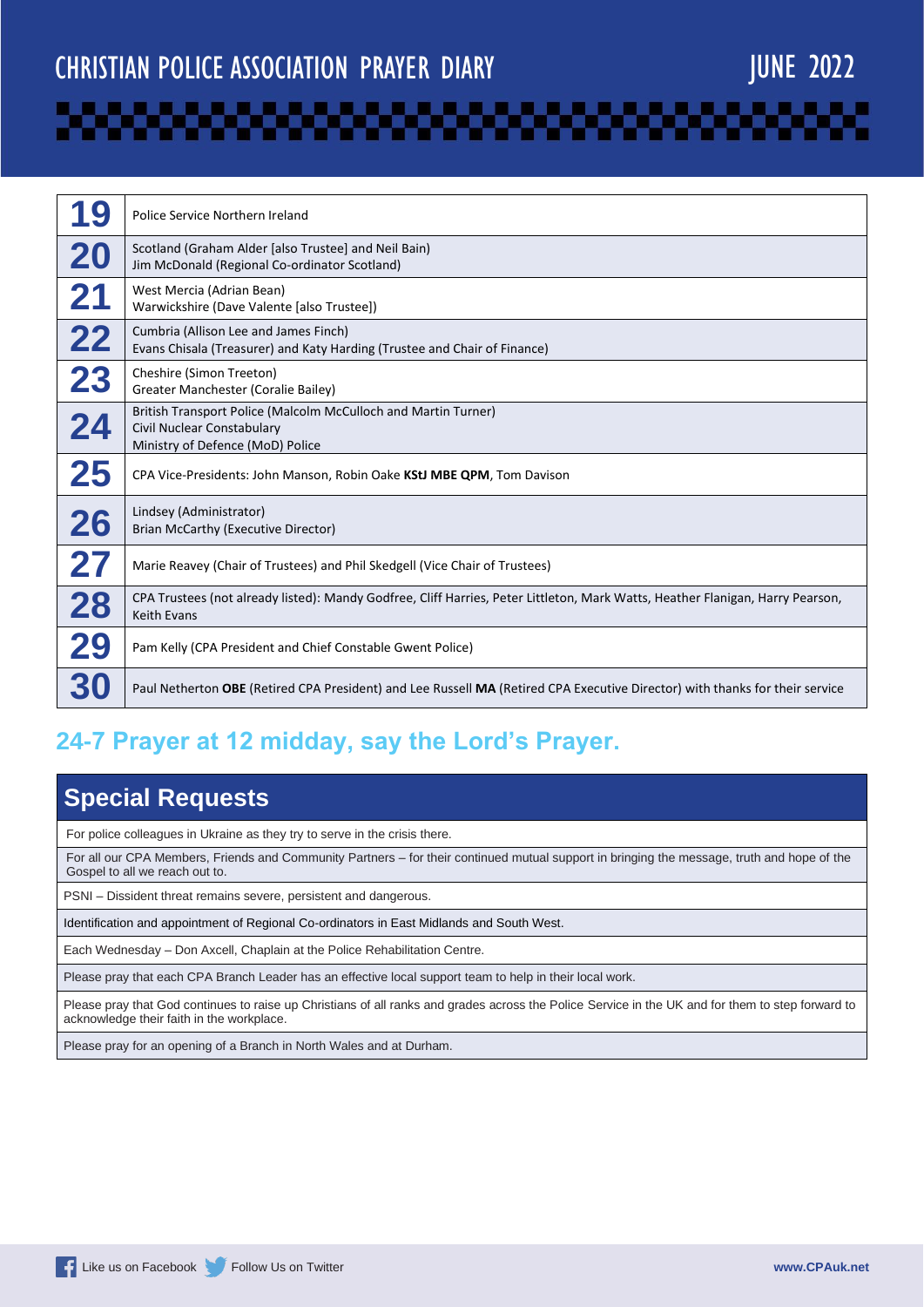# CHRISTIAN POLICE ASSOCIATION PRAYER DIARY

JUNE 2022

| | |
|---|---|
| **19** | Police Service Northern Ireland |
| **20** | Scotland (Graham Alder [also Trustee] and Neil Bain)<br>Jim McDonald (Regional Co-ordinator Scotland) |
| **21** | West Mercia (Adrian Bean)<br>Warwickshire (Dave Valente [also Trustee]) |
| **22** | Cumbria (Allison Lee and James Finch)<br>Evans Chisala (Treasurer) and Katy Harding (Trustee and Chair of Finance) |
| **23** | Cheshire (Simon Treeton)<br>Greater Manchester (Coralie Bailey) |
| **24** | British Transport Police (Malcolm McCulloch and Martin Turner)<br>Civil Nuclear Constabulary<br>Ministry of Defence (MoD) Police |
| **25** | CPA Vice-Presidents: John Manson, Robin Oake **KStJ MBE QPM**, Tom Davison |
| **26** | Lindsey (Administrator)<br>Brian McCarthy (Executive Director) |
| **27** | Marie Reavey (Chair of Trustees) and Phil Skedgell (Vice Chair of Trustees) |
| **28** | CPA Trustees (not already listed): Mandy Godfree, Cliff Harries, Peter Littleton, Mark Watts, Heather Flanigan, Harry Pearson, Keith Evans |
| **29** | Pam Kelly (CPA President and Chief Constable Gwent Police) |
| **30** | Paul Netherton **OBE** (Retired CPA President) and Lee Russell **MA** (Retired CPA Executive Director) with thanks for their service |

## 24-7 Prayer at 12 midday, say the Lord's Prayer.

## Special Requests

For police colleagues in Ukraine as they try to serve in the crisis there.

For all our CPA Members, Friends and Community Partners – for their continued mutual support in bringing the message, truth and hope of the Gospel to all we reach out to.

PSNI – Dissident threat remains severe, persistent and dangerous.

Identification and appointment of Regional Co-ordinators in East Midlands and South West.

Each Wednesday – Don Axcell, Chaplain at the Police Rehabilitation Centre.

Please pray that each CPA Branch Leader has an effective local support team to help in their local work.

Please pray that God continues to raise up Christians of all ranks and grades across the Police Service in the UK and for them to step forward to acknowledge their faith in the workplace.

Please pray for an opening of a Branch in North Wales and at Durham.

Like us on Facebook Follow Us on Twitter www.CPAuk.net